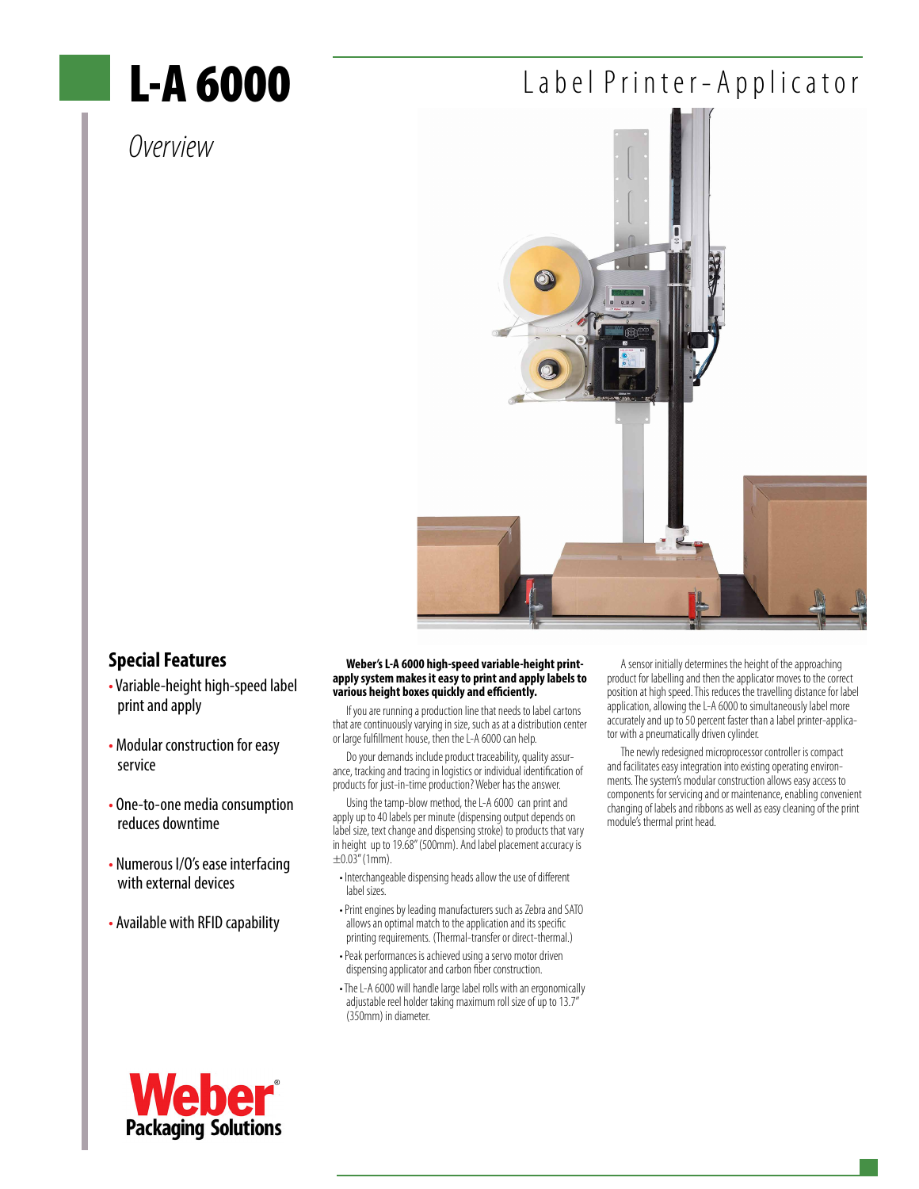# L-A 6000

Label Printer-Applicator

*Overview*

## Special Features

- Variable-height high-speed label print and apply
- Modular construction for easy service
- One-to-one media consumption reduces downtime
- Numerous I/O's ease interfacing with external devices
- Available with RFID capability

**Weber's L-A 6000 high-speed variable-height print-apply system makes it easy to print and apply labels to various height boxes quickly and efficiently.**

If you are running a production line that needs to label cartons that are continuously varying in size, such as at a distribution center or large fulfillment house, then the L-A 6000 can help.

Do your demands include product traceability, quality assurance, tracking and tracing in logistics or individual identification of products for just-in-time production? Weber has the answer.

Using the tamp-blow method, the L-A 6000 can print and apply up to 40 labels per minute (dispensing output depends on label size, text change and dispensing stroke) to products that vary in height up to 19.68" (500mm). And label placement accuracy is ±0.03" (1mm).

- Interchangeable dispensing heads allow the use of different label sizes.
- Print engines by leading manufacturers such as Zebra and SATO allows an optimal match to the application and its specific printing requirements. (Thermal-transfer or direct-thermal.)
- Peak performances is achieved using a servo motor driven dispensing applicator and carbon fiber construction.
- The L-A 6000 will handle large label rolls with an ergonomically adjustable reel holder taking maximum roll size of up to 13.7" (350mm) in diameter.

A sensor initially determines the height of the approaching product for labelling and then the applicator moves to the correct position at high speed. This reduces the travelling distance for label application, allowing the L-A 6000 to simultaneously label more accurately and up to 50 percent faster than a label printer-applicator with a pneumatically driven cylinder.

The newly redesigned microprocessor controller is compact and facilitates easy integration into existing operating environments. The system's modular construction allows easy access to components for servicing and or maintenance, enabling convenient changing of labels and ribbons as well as easy cleaning of the print module's thermal print head.

Weber® Packaging Solutions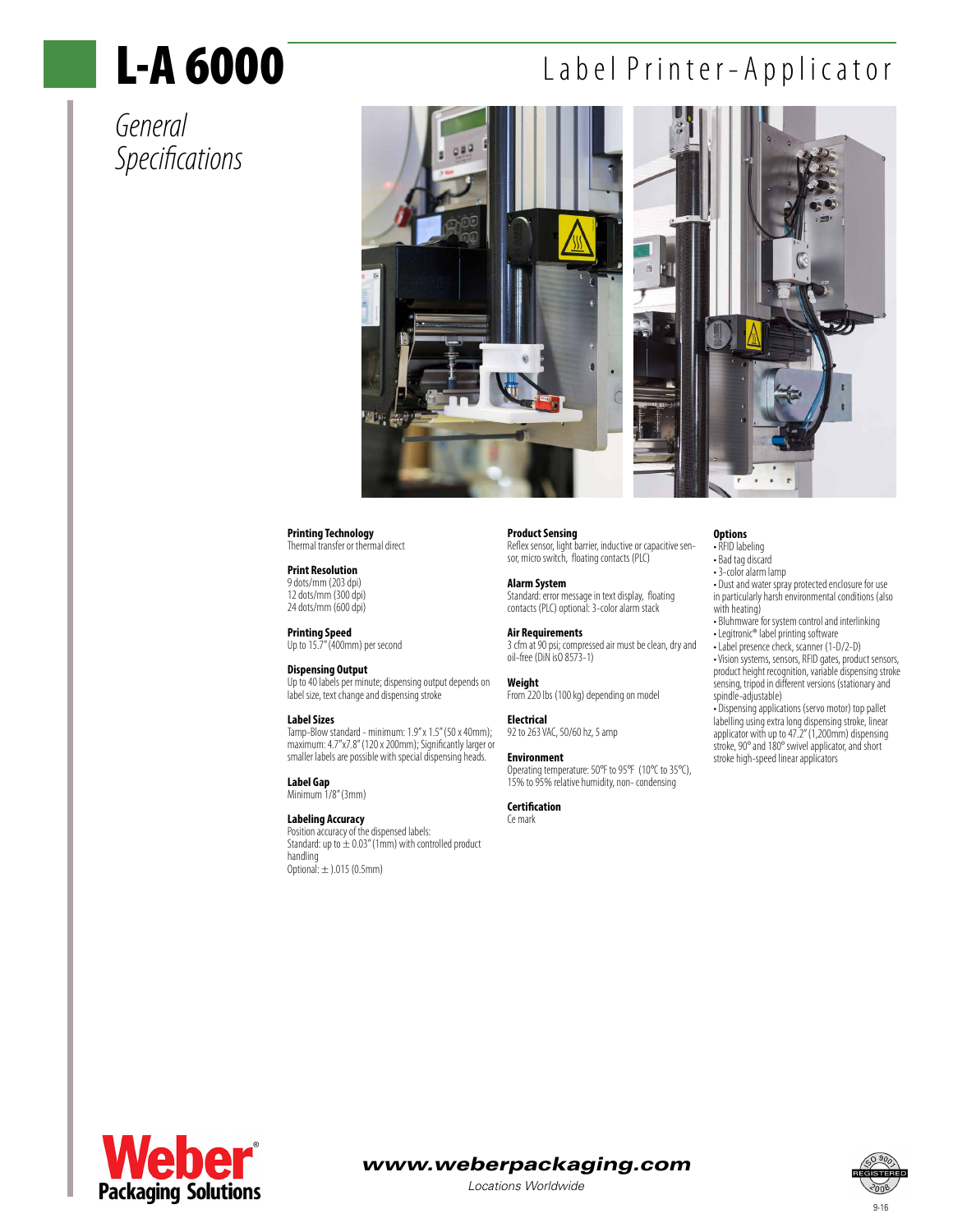# L-A 6000

Label Printer-Applicator

*General Specifications*

**Printing Technology**
Thermal transfer or thermal direct

**Print Resolution**
9 dots/mm (203 dpi)
12 dots/mm (300 dpi)
24 dots/mm (600 dpi)

**Printing Speed**
Up to 15.7" (400mm) per second

**Dispensing Output**
Up to 40 labels per minute; dispensing output depends on label size, text change and dispensing stroke

**Label Sizes**
Tamp-Blow standard - minimum: 1.9" x 1.5" (50 x 40mm); maximum: 4.7"x7.8" (120 x 200mm); Significantly larger or smaller labels are possible with special dispensing heads.

**Label Gap**
Minimum 1/8" (3mm)

**Labeling Accuracy**
Position accuracy of the dispensed labels:
Standard: up to ± 0.03" (1mm) with controlled product handling
Optional: ± ).015 (0.5mm)

**Product Sensing**
Reflex sensor, light barrier, inductive or capacitive sensor, micro switch, floating contacts (PLC)

**Alarm System**
Standard: error message in text display, floating contacts (PLC) optional: 3-color alarm stack

**Air Requirements**
3 cfm at 90 psi; compressed air must be clean, dry and oil-free (DIN isO 8573-1)

**Weight**
From 220 lbs (100 kg) depending on model

**Electrical**
92 to 263 VAC, 50/60 hz, 5 amp

**Environment**
Operating temperature: 50°F to 95°F (10°C to 35°C), 15% to 95% relative humidity, non- condensing

**Certification**
Ce mark

**Options**
- RFID labeling
- Bad tag discard
- 3-color alarm lamp
- Dust and water spray protected enclosure for use in particularly harsh environmental conditions (also with heating)
- Bluhmware for system control and interlinking
- Legitronic® label printing software
- Label presence check, scanner (1-D/2-D)
- Vision systems, sensors, RFID gates, product sensors, product height recognition, variable dispensing stroke sensing, tripod in different versions (stationary and spindle-adjustable)
- Dispensing applications (servo motor) top pallet labelling using extra long dispensing stroke, linear applicator with up to 47.2" (1,200mm) dispensing stroke, 90° and 180° swivel applicator, and short stroke high-speed linear applicators

Weber® Packaging Solutions

**www.weberpackaging.com**
*Locations Worldwide*

ISO 9001 REGISTERED 2008

9-16